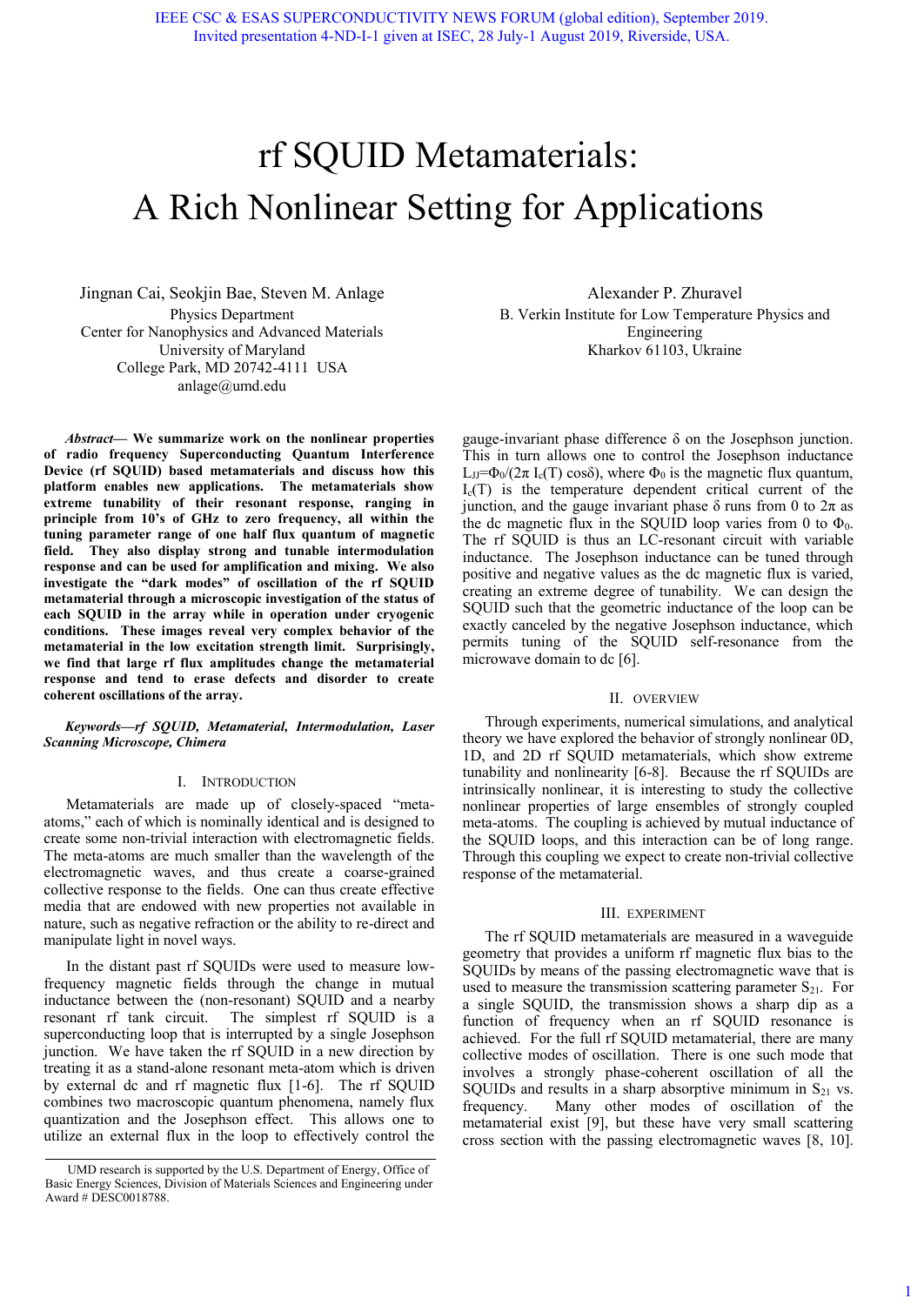IEEE CSC & ESAS SUPERCONDUCTIVITY NEWS FORUM (global edition), September 2019.
Invited presentation 4-ND-I-1 given at ISEC, 28 July-1 August 2019, Riverside, USA.

# rf SQUID Metamaterials: A Rich Nonlinear Setting for Applications

Jingnan Cai, Seokjin Bae, Steven M. Anlage
Physics Department
Center for Nanophysics and Advanced Materials
University of Maryland
College Park, MD 20742-4111 USA
anlage@umd.edu

Alexander P. Zhuravel
B. Verkin Institute for Low Temperature Physics and Engineering
Kharkov 61103, Ukraine

***Abstract*— We summarize work on the nonlinear properties of radio frequency Superconducting Quantum Interference Device (rf SQUID) based metamaterials and discuss how this platform enables new applications. The metamaterials show extreme tunability of their resonant response, ranging in principle from 10's of GHz to zero frequency, all within the tuning parameter range of one half flux quantum of magnetic field. They also display strong and tunable intermodulation response and can be used for amplification and mixing. We also investigate the "dark modes" of oscillation of the rf SQUID metamaterial through a microscopic investigation of the status of each SQUID in the array while in operation under cryogenic conditions. These images reveal very complex behavior of the metamaterial in the low excitation strength limit. Surprisingly, we find that large rf flux amplitudes change the metamaterial response and tend to erase defects and disorder to create coherent oscillations of the array.**

***Keywords*—*rf SQUID, Metamaterial, Intermodulation, Laser Scanning Microscope, Chimera***

## I. Introduction

Metamaterials are made up of closely-spaced "meta-atoms," each of which is nominally identical and is designed to create some non-trivial interaction with electromagnetic fields. The meta-atoms are much smaller than the wavelength of the electromagnetic waves, and thus create a coarse-grained collective response to the fields. One can thus create effective media that are endowed with new properties not available in nature, such as negative refraction or the ability to re-direct and manipulate light in novel ways.

In the distant past rf SQUIDs were used to measure low-frequency magnetic fields through the change in mutual inductance between the (non-resonant) SQUID and a nearby resonant rf tank circuit. The simplest rf SQUID is a superconducting loop that is interrupted by a single Josephson junction. We have taken the rf SQUID in a new direction by treating it as a stand-alone resonant meta-atom which is driven by external dc and rf magnetic flux [1-6]. The rf SQUID combines two macroscopic quantum phenomena, namely flux quantization and the Josephson effect. This allows one to utilize an external flux in the loop to effectively control the gauge-invariant phase difference $\delta$ on the Josephson junction. This in turn allows one to control the Josephson inductance $L_{JJ}=\Phi_0/(2\pi\, I_c(T)\cos\delta)$, where $\Phi_0$ is the magnetic flux quantum, $I_c(T)$ is the temperature dependent critical current of the junction, and the gauge invariant phase $\delta$ runs from 0 to $2\pi$ as the dc magnetic flux in the SQUID loop varies from 0 to $\Phi_0$. The rf SQUID is thus an LC-resonant circuit with variable inductance. The Josephson inductance can be tuned through positive and negative values as the dc magnetic flux is varied, creating an extreme degree of tunability. We can design the SQUID such that the geometric inductance of the loop can be exactly canceled by the negative Josephson inductance, which permits tuning of the SQUID self-resonance from the microwave domain to dc [6].

## II. Overview

Through experiments, numerical simulations, and analytical theory we have explored the behavior of strongly nonlinear 0D, 1D, and 2D rf SQUID metamaterials, which show extreme tunability and nonlinearity [6-8]. Because the rf SQUIDs are intrinsically nonlinear, it is interesting to study the collective nonlinear properties of large ensembles of strongly coupled meta-atoms. The coupling is achieved by mutual inductance of the SQUID loops, and this interaction can be of long range. Through this coupling we expect to create non-trivial collective response of the metamaterial.

## III. Experiment

The rf SQUID metamaterials are measured in a waveguide geometry that provides a uniform rf magnetic flux bias to the SQUIDs by means of the passing electromagnetic wave that is used to measure the transmission scattering parameter $S_{21}$. For a single SQUID, the transmission shows a sharp dip as a function of frequency when an rf SQUID resonance is achieved. For the full rf SQUID metamaterial, there are many collective modes of oscillation. There is one such mode that involves a strongly phase-coherent oscillation of all the SQUIDs and results in a sharp absorptive minimum in $S_{21}$ vs. frequency. Many other modes of oscillation of the metamaterial exist [9], but these have very small scattering cross section with the passing electromagnetic waves [8, 10].

UMD research is supported by the U.S. Department of Energy, Office of Basic Energy Sciences, Division of Materials Sciences and Engineering under Award # DESC0018788.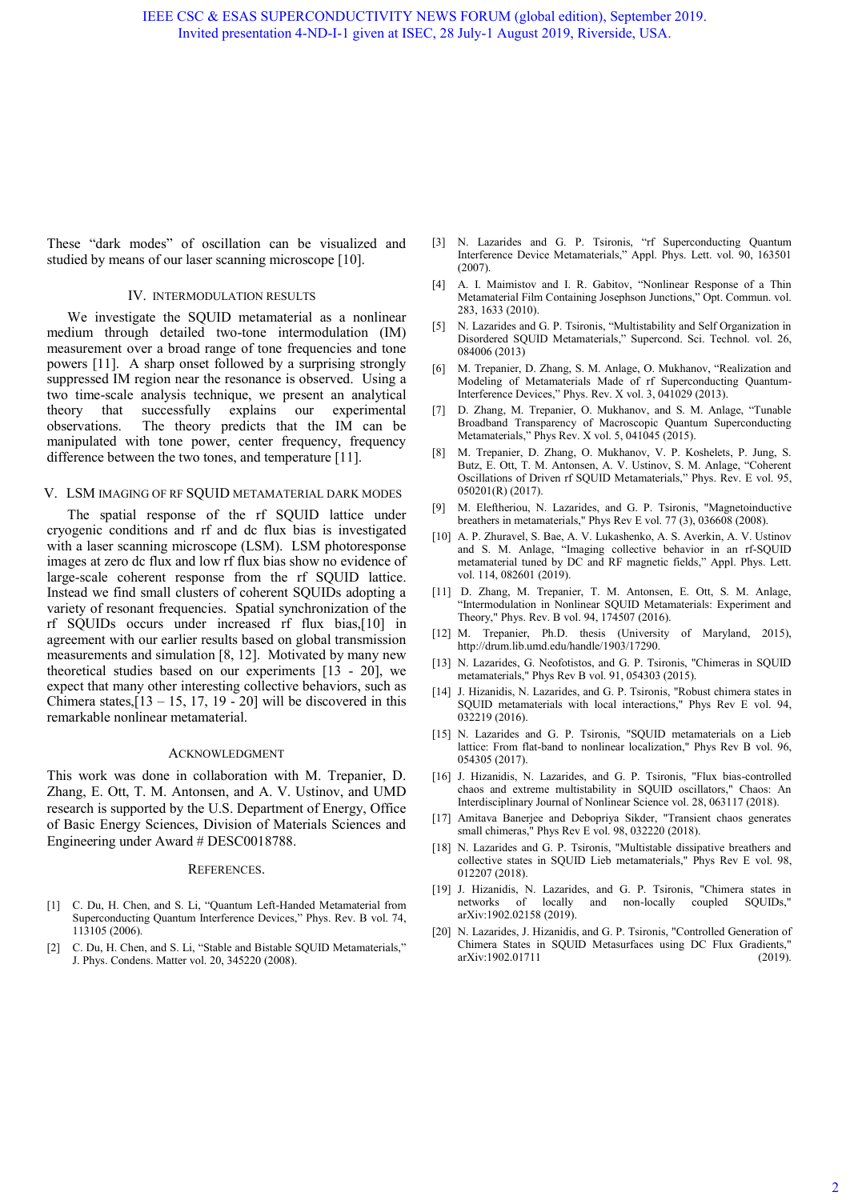These "dark modes" of oscillation can be visualized and studied by means of our laser scanning microscope [10].

## IV. Intermodulation Results

We investigate the SQUID metamaterial as a nonlinear medium through detailed two-tone intermodulation (IM) measurement over a broad range of tone frequencies and tone powers [11]. A sharp onset followed by a surprising strongly suppressed IM region near the resonance is observed. Using a two time-scale analysis technique, we present an analytical theory that successfully explains our experimental observations. The theory predicts that the IM can be manipulated with tone power, center frequency, frequency difference between the two tones, and temperature [11].

## V. LSM Imaging of RF SQUID Metamaterial Dark Modes

The spatial response of the rf SQUID lattice under cryogenic conditions and rf and dc flux bias is investigated with a laser scanning microscope (LSM). LSM photoresponse images at zero dc flux and low rf flux bias show no evidence of large-scale coherent response from the rf SQUID lattice. Instead we find small clusters of coherent SQUIDs adopting a variety of resonant frequencies. Spatial synchronization of the rf SQUIDs occurs under increased rf flux bias,[10] in agreement with our earlier results based on global transmission measurements and simulation [8, 12]. Motivated by many new theoretical studies based on our experiments [13 - 20], we expect that many other interesting collective behaviors, such as Chimera states,[13 – 15, 17, 19 - 20] will be discovered in this remarkable nonlinear metamaterial.

## Acknowledgment

This work was done in collaboration with M. Trepanier, D. Zhang, E. Ott, T. M. Antonsen, and A. V. Ustinov, and UMD research is supported by the U.S. Department of Energy, Office of Basic Energy Sciences, Division of Materials Sciences and Engineering under Award # DESC0018788.

## References.

[1] C. Du, H. Chen, and S. Li, "Quantum Left-Handed Metamaterial from Superconducting Quantum Interference Devices," Phys. Rev. B vol. 74, 113105 (2006).

[2] C. Du, H. Chen, and S. Li, "Stable and Bistable SQUID Metamaterials," J. Phys. Condens. Matter vol. 20, 345220 (2008).

[3] N. Lazarides and G. P. Tsironis, "rf Superconducting Quantum Interference Device Metamaterials," Appl. Phys. Lett. vol. 90, 163501 (2007).

[4] A. I. Maimistov and I. R. Gabitov, "Nonlinear Response of a Thin Metamaterial Film Containing Josephson Junctions," Opt. Commun. vol. 283, 1633 (2010).

[5] N. Lazarides and G. P. Tsironis, "Multistability and Self Organization in Disordered SQUID Metamaterials," Supercond. Sci. Technol. vol. 26, 084006 (2013)

[6] M. Trepanier, D. Zhang, S. M. Anlage, O. Mukhanov, "Realization and Modeling of Metamaterials Made of rf Superconducting Quantum-Interference Devices," Phys. Rev. X vol. 3, 041029 (2013).

[7] D. Zhang, M. Trepanier, O. Mukhanov, and S. M. Anlage, "Tunable Broadband Transparency of Macroscopic Quantum Superconducting Metamaterials," Phys Rev. X vol. 5, 041045 (2015).

[8] M. Trepanier, D. Zhang, O. Mukhanov, V. P. Koshelets, P. Jung, S. Butz, E. Ott, T. M. Antonsen, A. V. Ustinov, S. M. Anlage, "Coherent Oscillations of Driven rf SQUID Metamaterials," Phys. Rev. E vol. 95, 050201(R) (2017).

[9] M. Eleftheriou, N. Lazarides, and G. P. Tsironis, "Magnetoinductive breathers in metamaterials," Phys Rev E vol. 77 (3), 036608 (2008).

[10] A. P. Zhuravel, S. Bae, A. V. Lukashenko, A. S. Averkin, A. V. Ustinov and S. M. Anlage, "Imaging collective behavior in an rf-SQUID metamaterial tuned by DC and RF magnetic fields," Appl. Phys. Lett. vol. 114, 082601 (2019).

[11] D. Zhang, M. Trepanier, T. M. Antonsen, E. Ott, S. M. Anlage, "Intermodulation in Nonlinear SQUID Metamaterials: Experiment and Theory," Phys. Rev. B vol. 94, 174507 (2016).

[12] M. Trepanier, Ph.D. thesis (University of Maryland, 2015), http://drum.lib.umd.edu/handle/1903/17290.

[13] N. Lazarides, G. Neofotistos, and G. P. Tsironis, "Chimeras in SQUID metamaterials," Phys Rev B vol. 91, 054303 (2015).

[14] J. Hizanidis, N. Lazarides, and G. P. Tsironis, "Robust chimera states in SQUID metamaterials with local interactions," Phys Rev E vol. 94, 032219 (2016).

[15] N. Lazarides and G. P. Tsironis, "SQUID metamaterials on a Lieb lattice: From flat-band to nonlinear localization," Phys Rev B vol. 96, 054305 (2017).

[16] J. Hizanidis, N. Lazarides, and G. P. Tsironis, "Flux bias-controlled chaos and extreme multistability in SQUID oscillators," Chaos: An Interdisciplinary Journal of Nonlinear Science vol. 28, 063117 (2018).

[17] Amitava Banerjee and Debopriya Sikder, "Transient chaos generates small chimeras," Phys Rev E vol. 98, 032220 (2018).

[18] N. Lazarides and G. P. Tsironis, "Multistable dissipative breathers and collective states in SQUID Lieb metamaterials," Phys Rev E vol. 98, 012207 (2018).

[19] J. Hizanidis, N. Lazarides, and G. P. Tsironis, "Chimera states in networks of locally and non-locally coupled SQUIDs," arXiv:1902.02158 (2019).

[20] N. Lazarides, J. Hizanidis, and G. P. Tsironis, "Controlled Generation of Chimera States in SQUID Metasurfaces using DC Flux Gradients," arXiv:1902.01711 (2019).